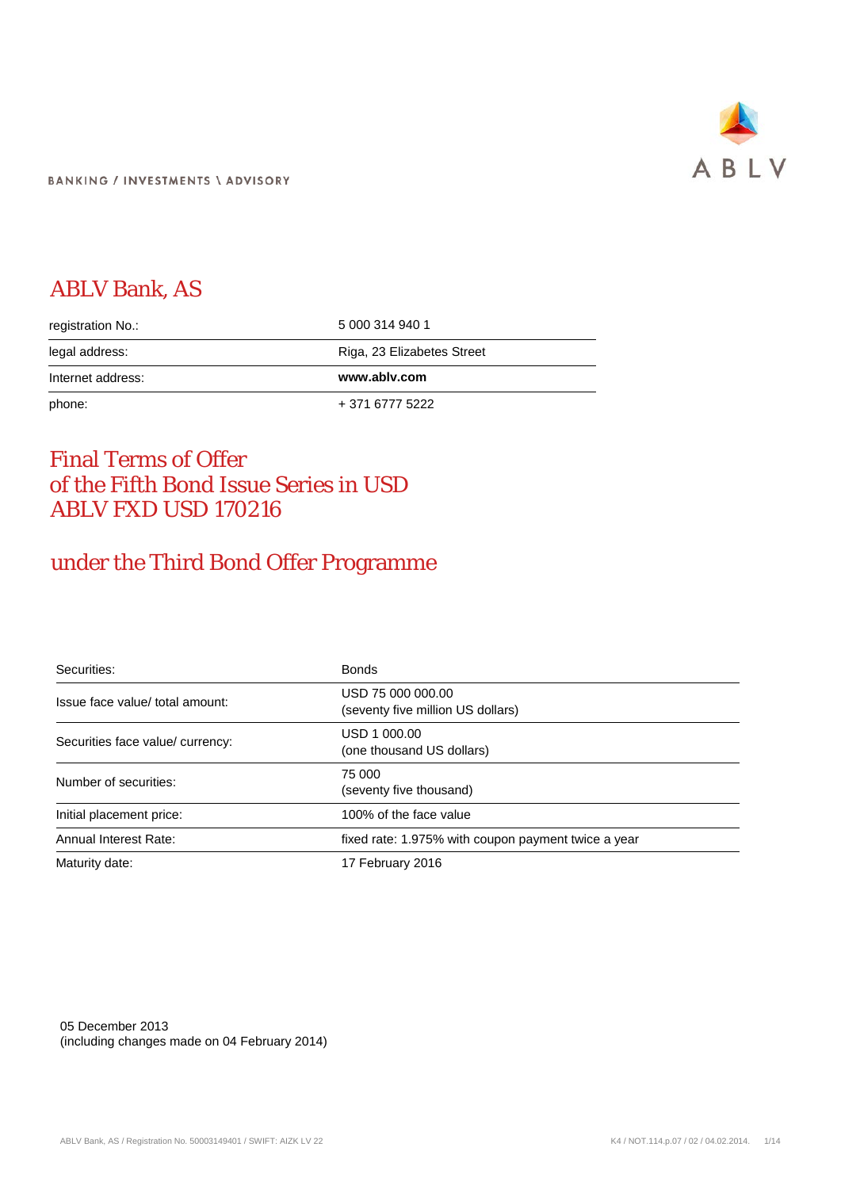BANKING / INVESTMENTS \ ADVISORY

ABLV

# ABLV Bank, AS

| | |
|---|---|
| registration No.: | 5 000 314 940 1 |
| legal address: | Riga, 23 Elizabetes Street |
| Internet address: | **www.ablv.com** |
| phone: | + 371 6777 5222 |

# Final Terms of Offer of the Fifth Bond Issue Series in USD ABLV FXD USD 170216

## under the Third Bond Offer Programme

| | |
|---|---|
| Securities: | Bonds |
| Issue face value/ total amount: | USD 75 000 000.00<br>(seventy five million US dollars) |
| Securities face value/ currency: | USD 1 000.00<br>(one thousand US dollars) |
| Number of securities: | 75 000<br>(seventy five thousand) |
| Initial placement price: | 100% of the face value |
| Annual Interest Rate: | fixed rate: 1.975% with coupon payment twice a year |
| Maturity date: | 17 February 2016 |

05 December 2013
(including changes made on 04 February 2014)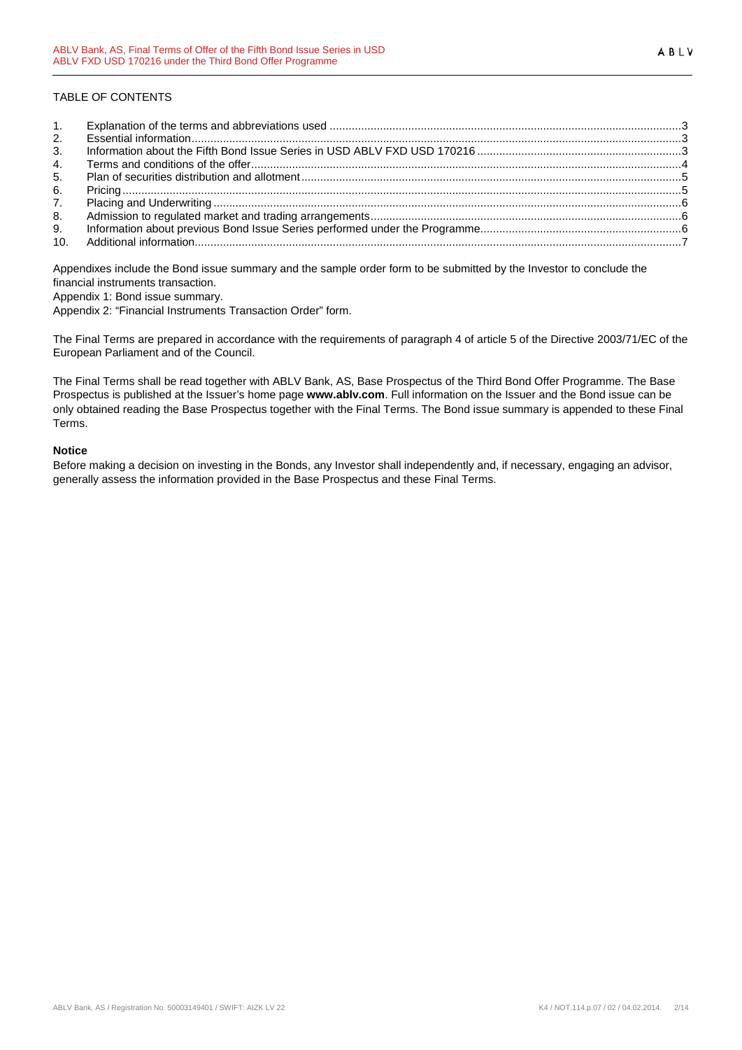TABLE OF CONTENTS

| | | |
|---|---|---|
| 1. | Explanation of the terms and abbreviations used | 3 |
| 2. | Essential information | 3 |
| 3. | Information about the Fifth Bond Issue Series in USD ABLV FXD USD 170216 | 3 |
| 4. | Terms and conditions of the offer | 4 |
| 5. | Plan of securities distribution and allotment | 5 |
| 6. | Pricing | 5 |
| 7. | Placing and Underwriting | 6 |
| 8. | Admission to regulated market and trading arrangements | 6 |
| 9. | Information about previous Bond Issue Series performed under the Programme | 6 |
| 10. | Additional information | 7 |

Appendixes include the Bond issue summary and the sample order form to be submitted by the Investor to conclude the financial instruments transaction.

Appendix 1: Bond issue summary.

Appendix 2: "Financial Instruments Transaction Order" form.

The Final Terms are prepared in accordance with the requirements of paragraph 4 of article 5 of the Directive 2003/71/EC of the European Parliament and of the Council.

The Final Terms shall be read together with ABLV Bank, AS, Base Prospectus of the Third Bond Offer Programme. The Base Prospectus is published at the Issuer's home page **www.ablv.com**. Full information on the Issuer and the Bond issue can be only obtained reading the Base Prospectus together with the Final Terms. The Bond issue summary is appended to these Final Terms.

**Notice**

Before making a decision on investing in the Bonds, any Investor shall independently and, if necessary, engaging an advisor, generally assess the information provided in the Base Prospectus and these Final Terms.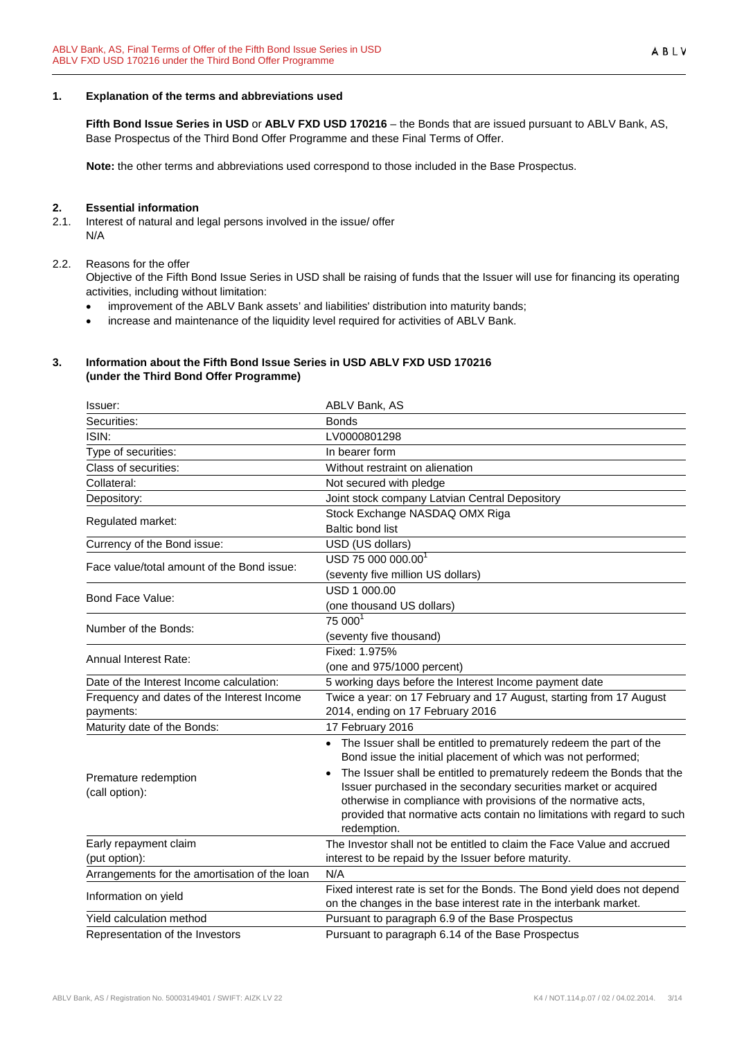## 1. Explanation of the terms and abbreviations used

**Fifth Bond Issue Series in USD** or **ABLV FXD USD 170216** – the Bonds that are issued pursuant to ABLV Bank, AS, Base Prospectus of the Third Bond Offer Programme and these Final Terms of Offer.

**Note:** the other terms and abbreviations used correspond to those included in the Base Prospectus.

## 2. Essential information

2.1. Interest of natural and legal persons involved in the issue/ offer
N/A

2.2. Reasons for the offer
Objective of the Fifth Bond Issue Series in USD shall be raising of funds that the Issuer will use for financing its operating activities, including without limitation:

- improvement of the ABLV Bank assets' and liabilities' distribution into maturity bands;
- increase and maintenance of the liquidity level required for activities of ABLV Bank.

## 3. Information about the Fifth Bond Issue Series in USD ABLV FXD USD 170216 (under the Third Bond Offer Programme)

| | |
|---|---|
| Issuer: | ABLV Bank, AS |
| Securities: | Bonds |
| ISIN: | LV0000801298 |
| Type of securities: | In bearer form |
| Class of securities: | Without restraint on alienation |
| Collateral: | Not secured with pledge |
| Depository: | Joint stock company Latvian Central Depository |
| Regulated market: | Stock Exchange NASDAQ OMX Riga<br>Baltic bond list |
| Currency of the Bond issue: | USD (US dollars) |
| Face value/total amount of the Bond issue: | USD 75 000 000.00[1]<br>(seventy five million US dollars) |
| Bond Face Value: | USD 1 000.00<br>(one thousand US dollars) |
| Number of the Bonds: | 75 000[1]<br>(seventy five thousand) |
| Annual Interest Rate: | Fixed: 1.975%<br>(one and 975/1000 percent) |
| Date of the Interest Income calculation: | 5 working days before the Interest Income payment date |
| Frequency and dates of the Interest Income payments: | Twice a year: on 17 February and 17 August, starting from 17 August 2014, ending on 17 February 2016 |
| Maturity date of the Bonds: | 17 February 2016 |
| Premature redemption<br>(call option): | • The Issuer shall be entitled to prematurely redeem the part of the Bond issue the initial placement of which was not performed;<br>• The Issuer shall be entitled to prematurely redeem the Bonds that the Issuer purchased in the secondary securities market or acquired otherwise in compliance with provisions of the normative acts, provided that normative acts contain no limitations with regard to such redemption. |
| Early repayment claim<br>(put option): | The Investor shall not be entitled to claim the Face Value and accrued interest to be repaid by the Issuer before maturity. |
| Arrangements for the amortisation of the loan | N/A |
| Information on yield | Fixed interest rate is set for the Bonds. The Bond yield does not depend on the changes in the base interest rate in the interbank market. |
| Yield calculation method | Pursuant to paragraph 6.9 of the Base Prospectus |
| Representation of the Investors | Pursuant to paragraph 6.14 of the Base Prospectus |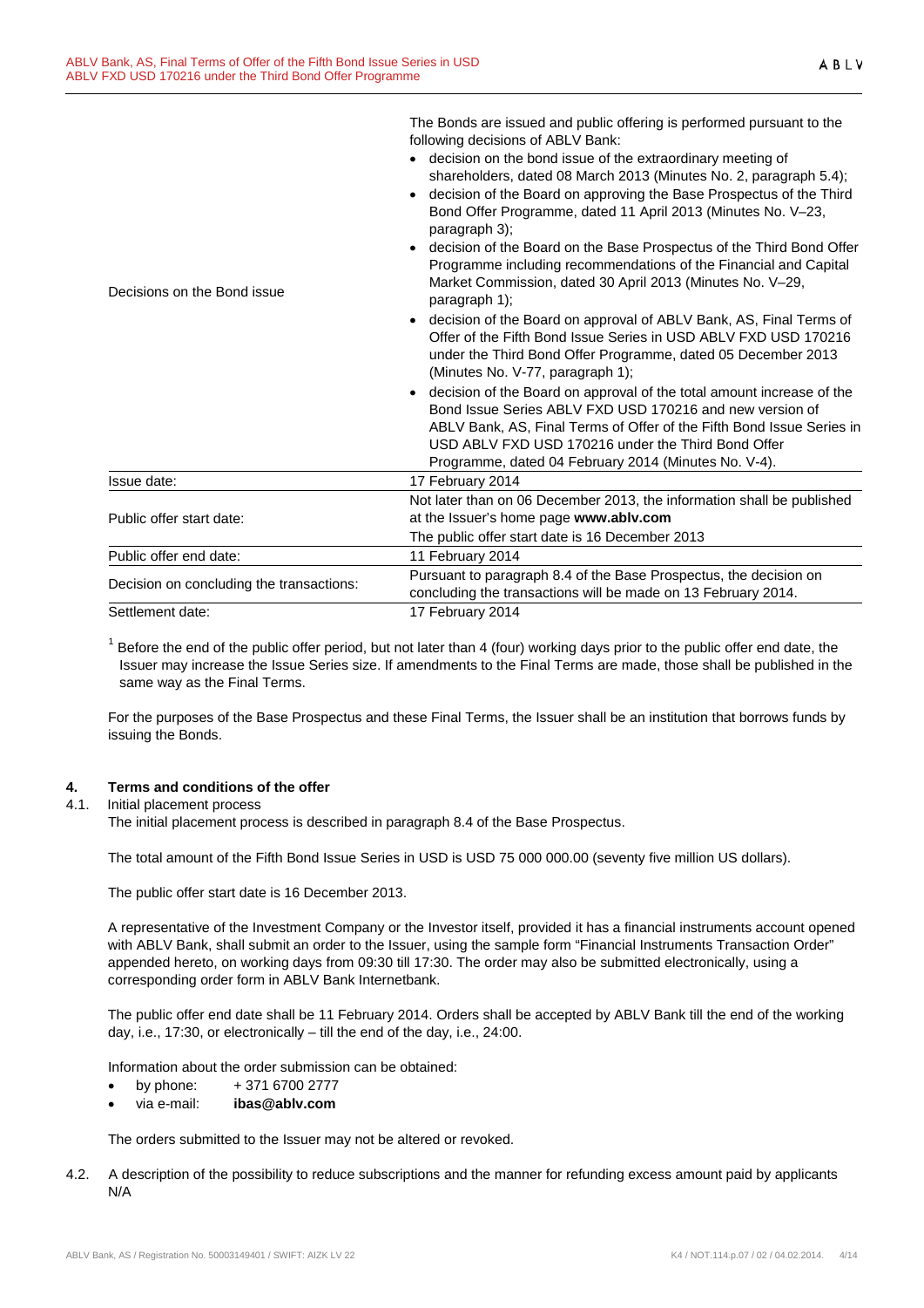| | |
|---|---|
| Decisions on the Bond issue | The Bonds are issued and public offering is performed pursuant to the following decisions of ABLV Bank:<br>• decision on the bond issue of the extraordinary meeting of shareholders, dated 08 March 2013 (Minutes No. 2, paragraph 5.4);<br>• decision of the Board on approving the Base Prospectus of the Third Bond Offer Programme, dated 11 April 2013 (Minutes No. V–23, paragraph 3);<br>• decision of the Board on the Base Prospectus of the Third Bond Offer Programme including recommendations of the Financial and Capital Market Commission, dated 30 April 2013 (Minutes No. V–29, paragraph 1);<br>• decision of the Board on approval of ABLV Bank, AS, Final Terms of Offer of the Fifth Bond Issue Series in USD ABLV FXD USD 170216 under the Third Bond Offer Programme, dated 05 December 2013 (Minutes No. V-77, paragraph 1);<br>• decision of the Board on approval of the total amount increase of the Bond Issue Series ABLV FXD USD 170216 and new version of ABLV Bank, AS, Final Terms of Offer of the Fifth Bond Issue Series in USD ABLV FXD USD 170216 under the Third Bond Offer Programme, dated 04 February 2014 (Minutes No. V-4). |
| Issue date: | 17 February 2014 |
| Public offer start date: | Not later than on 06 December 2013, the information shall be published at the Issuer's home page **www.ablv.com**<br>The public offer start date is 16 December 2013 |
| Public offer end date: | 11 February 2014 |
| Decision on concluding the transactions: | Pursuant to paragraph 8.4 of the Base Prospectus, the decision on concluding the transactions will be made on 13 February 2014. |
| Settlement date: | 17 February 2014 |

[1] Before the end of the public offer period, but not later than 4 (four) working days prior to the public offer end date, the Issuer may increase the Issue Series size. If amendments to the Final Terms are made, those shall be published in the same way as the Final Terms.

For the purposes of the Base Prospectus and these Final Terms, the Issuer shall be an institution that borrows funds by issuing the Bonds.

## 4. Terms and conditions of the offer

### 4.1. Initial placement process

The initial placement process is described in paragraph 8.4 of the Base Prospectus.

The total amount of the Fifth Bond Issue Series in USD is USD 75 000 000.00 (seventy five million US dollars).

The public offer start date is 16 December 2013.

A representative of the Investment Company or the Investor itself, provided it has a financial instruments account opened with ABLV Bank, shall submit an order to the Issuer, using the sample form "Financial Instruments Transaction Order" appended hereto, on working days from 09:30 till 17:30. The order may also be submitted electronically, using a corresponding order form in ABLV Bank Internetbank.

The public offer end date shall be 11 February 2014. Orders shall be accepted by ABLV Bank till the end of the working day, i.e., 17:30, or electronically – till the end of the day, i.e., 24:00.

Information about the order submission can be obtained:

- by phone: + 371 6700 2777
- via e-mail: **ibas@ablv.com**

The orders submitted to the Issuer may not be altered or revoked.

### 4.2. A description of the possibility to reduce subscriptions and the manner for refunding excess amount paid by applicants

N/A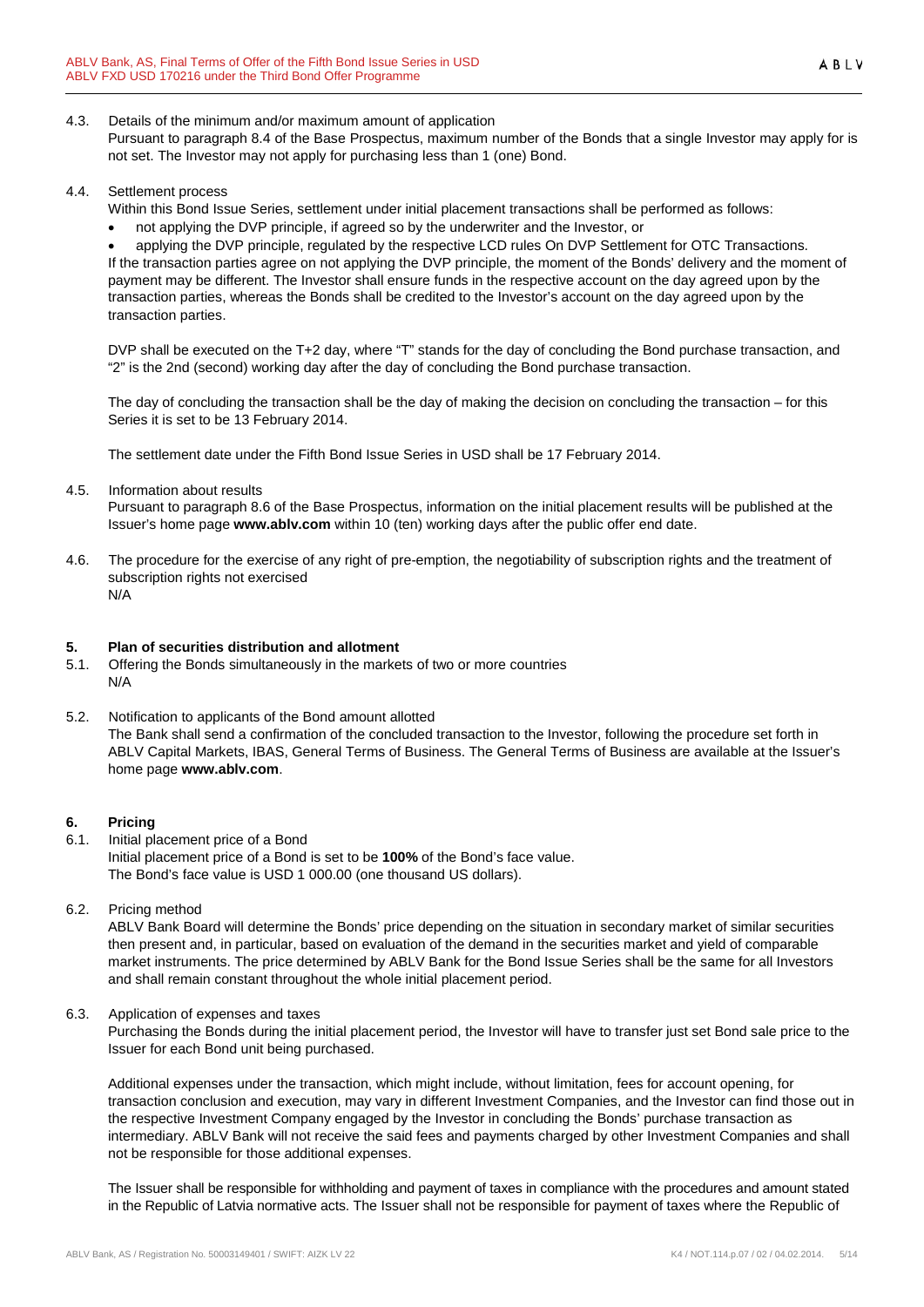4.3. Details of the minimum and/or maximum amount of application

Pursuant to paragraph 8.4 of the Base Prospectus, maximum number of the Bonds that a single Investor may apply for is not set. The Investor may not apply for purchasing less than 1 (one) Bond.

4.4. Settlement process

Within this Bond Issue Series, settlement under initial placement transactions shall be performed as follows:

- not applying the DVP principle, if agreed so by the underwriter and the Investor, or
- applying the DVP principle, regulated by the respective LCD rules On DVP Settlement for OTC Transactions.

If the transaction parties agree on not applying the DVP principle, the moment of the Bonds' delivery and the moment of payment may be different. The Investor shall ensure funds in the respective account on the day agreed upon by the transaction parties, whereas the Bonds shall be credited to the Investor's account on the day agreed upon by the transaction parties.

DVP shall be executed on the T+2 day, where "T" stands for the day of concluding the Bond purchase transaction, and "2" is the 2nd (second) working day after the day of concluding the Bond purchase transaction.

The day of concluding the transaction shall be the day of making the decision on concluding the transaction – for this Series it is set to be 13 February 2014.

The settlement date under the Fifth Bond Issue Series in USD shall be 17 February 2014.

4.5. Information about results

Pursuant to paragraph 8.6 of the Base Prospectus, information on the initial placement results will be published at the Issuer's home page **www.ablv.com** within 10 (ten) working days after the public offer end date.

4.6. The procedure for the exercise of any right of pre-emption, the negotiability of subscription rights and the treatment of subscription rights not exercised

N/A

## 5. Plan of securities distribution and allotment

5.1. Offering the Bonds simultaneously in the markets of two or more countries

N/A

5.2. Notification to applicants of the Bond amount allotted

The Bank shall send a confirmation of the concluded transaction to the Investor, following the procedure set forth in ABLV Capital Markets, IBAS, General Terms of Business. The General Terms of Business are available at the Issuer's home page **www.ablv.com**.

## 6. Pricing

6.1. Initial placement price of a Bond

Initial placement price of a Bond is set to be **100%** of the Bond's face value.
The Bond's face value is USD 1 000.00 (one thousand US dollars).

6.2. Pricing method

ABLV Bank Board will determine the Bonds' price depending on the situation in secondary market of similar securities then present and, in particular, based on evaluation of the demand in the securities market and yield of comparable market instruments. The price determined by ABLV Bank for the Bond Issue Series shall be the same for all Investors and shall remain constant throughout the whole initial placement period.

6.3. Application of expenses and taxes

Purchasing the Bonds during the initial placement period, the Investor will have to transfer just set Bond sale price to the Issuer for each Bond unit being purchased.

Additional expenses under the transaction, which might include, without limitation, fees for account opening, for transaction conclusion and execution, may vary in different Investment Companies, and the Investor can find those out in the respective Investment Company engaged by the Investor in concluding the Bonds' purchase transaction as intermediary. ABLV Bank will not receive the said fees and payments charged by other Investment Companies and shall not be responsible for those additional expenses.

The Issuer shall be responsible for withholding and payment of taxes in compliance with the procedures and amount stated in the Republic of Latvia normative acts. The Issuer shall not be responsible for payment of taxes where the Republic of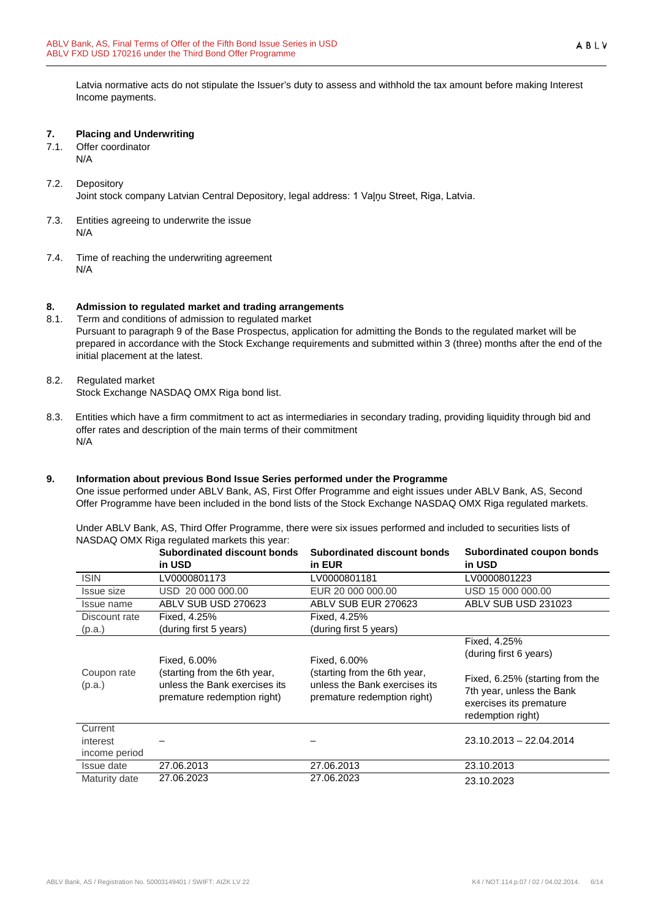Latvia normative acts do not stipulate the Issuer's duty to assess and withhold the tax amount before making Interest Income payments.

## 7. Placing and Underwriting

7.1. Offer coordinator
N/A

7.2. Depository
Joint stock company Latvian Central Depository, legal address: 1 Vaļņu Street, Riga, Latvia.

7.3. Entities agreeing to underwrite the issue
N/A

7.4. Time of reaching the underwriting agreement
N/A

## 8. Admission to regulated market and trading arrangements

8.1. Term and conditions of admission to regulated market
Pursuant to paragraph 9 of the Base Prospectus, application for admitting the Bonds to the regulated market will be prepared in accordance with the Stock Exchange requirements and submitted within 3 (three) months after the end of the initial placement at the latest.

8.2. Regulated market
Stock Exchange NASDAQ OMX Riga bond list.

8.3. Entities which have a firm commitment to act as intermediaries in secondary trading, providing liquidity through bid and offer rates and description of the main terms of their commitment
N/A

## 9. Information about previous Bond Issue Series performed under the Programme

One issue performed under ABLV Bank, AS, First Offer Programme and eight issues under ABLV Bank, AS, Second Offer Programme have been included in the bond lists of the Stock Exchange NASDAQ OMX Riga regulated markets.

Under ABLV Bank, AS, Third Offer Programme, there were six issues performed and included to securities lists of NASDAQ OMX Riga regulated markets this year:

| | Subordinated discount bonds in USD | Subordinated discount bonds in EUR | Subordinated coupon bonds in USD |
|---|---|---|---|
| ISIN | LV0000801173 | LV0000801181 | LV0000801223 |
| Issue size | USD 20 000 000.00 | EUR 20 000 000.00 | USD 15 000 000.00 |
| Issue name | ABLV SUB USD 270623 | ABLV SUB EUR 270623 | ABLV SUB USD 231023 |
| Discount rate (p.a.) | Fixed, 4.25% (during first 5 years) | Fixed, 4.25% (during first 5 years) | |
| Coupon rate (p.a.) | Fixed, 6.00% (starting from the 6th year, unless the Bank exercises its premature redemption right) | Fixed, 6.00% (starting from the 6th year, unless the Bank exercises its premature redemption right) | Fixed, 4.25% (during first 6 years) Fixed, 6.25% (starting from the 7th year, unless the Bank exercises its premature redemption right) |
| Current interest income period | – | – | 23.10.2013 – 22.04.2014 |
| Issue date | 27.06.2013 | 27.06.2013 | 23.10.2013 |
| Maturity date | 27.06.2023 | 27.06.2023 | 23.10.2023 |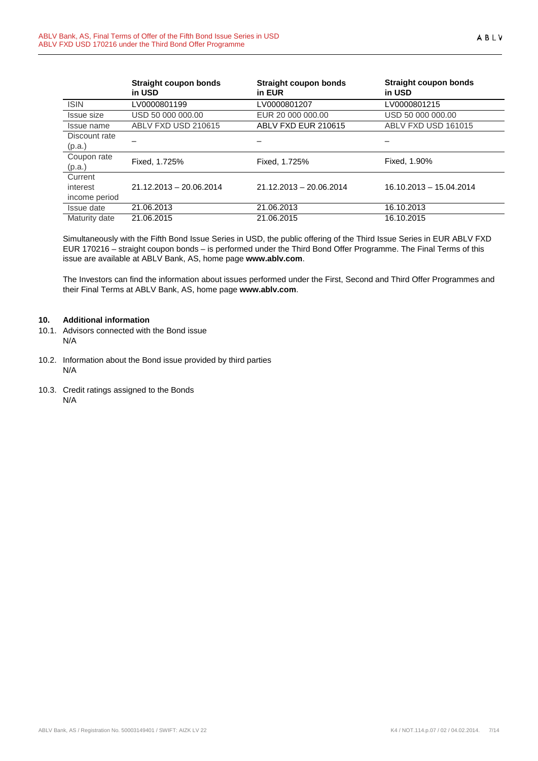| | **Straight coupon bonds in USD** | **Straight coupon bonds in EUR** | **Straight coupon bonds in USD** |
|---|---|---|---|
| ISIN | LV0000801199 | LV0000801207 | LV0000801215 |
| Issue size | USD 50 000 000.00 | EUR 20 000 000.00 | USD 50 000 000.00 |
| Issue name | ABLV FXD USD 210615 | ABLV FXD EUR 210615 | ABLV FXD USD 161015 |
| Discount rate (p.a.) | – | – | – |
| Coupon rate (p.a.) | Fixed, 1.725% | Fixed, 1.725% | Fixed, 1.90% |
| Current interest income period | 21.12.2013 – 20.06.2014 | 21.12.2013 – 20.06.2014 | 16.10.2013 – 15.04.2014 |
| Issue date | 21.06.2013 | 21.06.2013 | 16.10.2013 |
| Maturity date | 21.06.2015 | 21.06.2015 | 16.10.2015 |

Simultaneously with the Fifth Bond Issue Series in USD, the public offering of the Third Issue Series in EUR ABLV FXD EUR 170216 – straight coupon bonds – is performed under the Third Bond Offer Programme. The Final Terms of this issue are available at ABLV Bank, AS, home page **www.ablv.com**.

The Investors can find the information about issues performed under the First, Second and Third Offer Programmes and their Final Terms at ABLV Bank, AS, home page **www.ablv.com**.

## 10. Additional information

10.1. Advisors connected with the Bond issue
N/A

10.2. Information about the Bond issue provided by third parties
N/A

10.3. Credit ratings assigned to the Bonds
N/A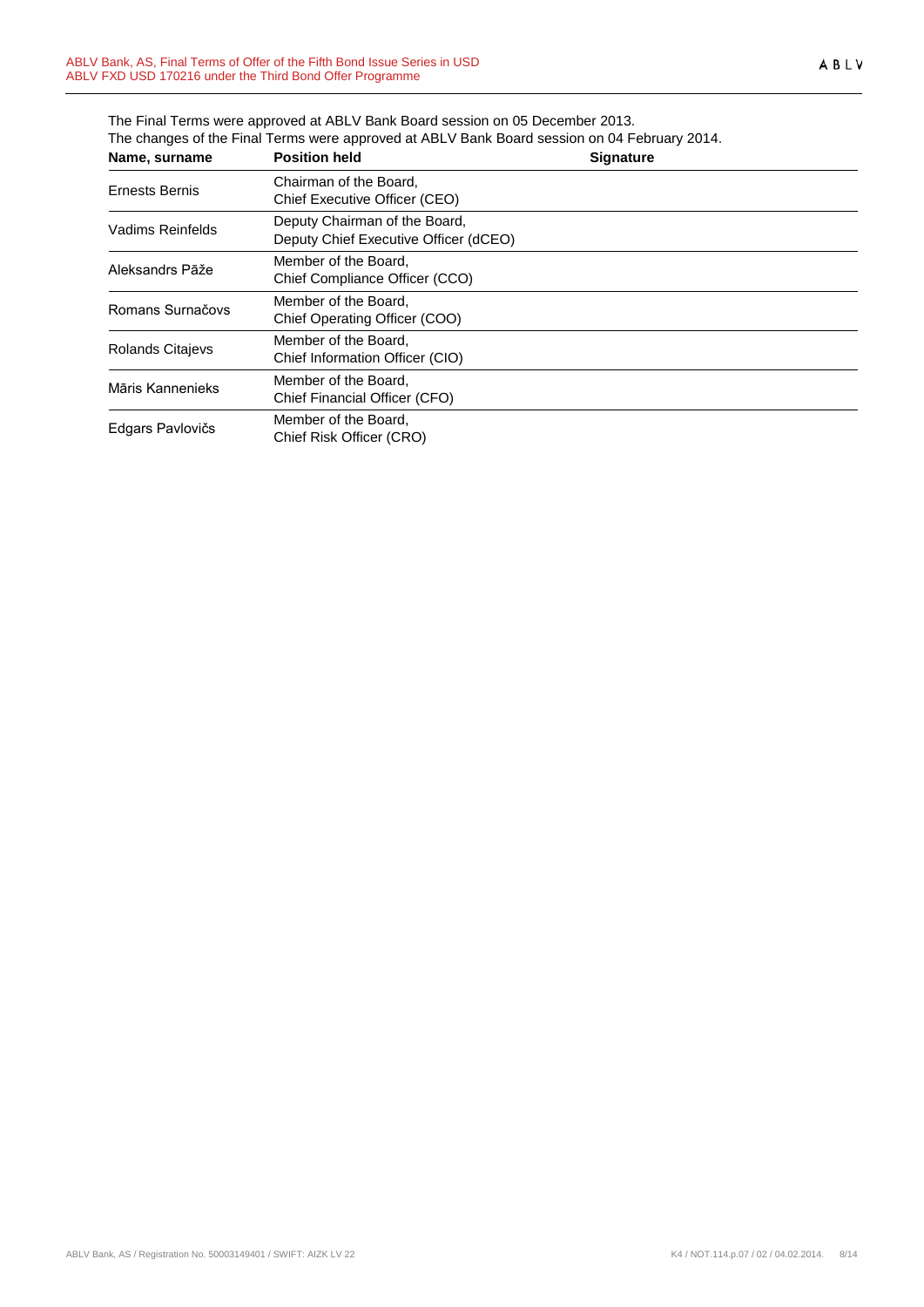The Final Terms were approved at ABLV Bank Board session on 05 December 2013.
The changes of the Final Terms were approved at ABLV Bank Board session on 04 February 2014.

| Name, surname | Position held | Signature |
|---|---|---|
| Ernests Bernis | Chairman of the Board, Chief Executive Officer (CEO) | |
| Vadims Reinfelds | Deputy Chairman of the Board, Deputy Chief Executive Officer (dCEO) | |
| Aleksandrs Pāže | Member of the Board, Chief Compliance Officer (CCO) | |
| Romans Surnačovs | Member of the Board, Chief Operating Officer (COO) | |
| Rolands Citajevs | Member of the Board, Chief Information Officer (CIO) | |
| Māris Kannenieks | Member of the Board, Chief Financial Officer (CFO) | |
| Edgars Pavlovičs | Member of the Board, Chief Risk Officer (CRO) | |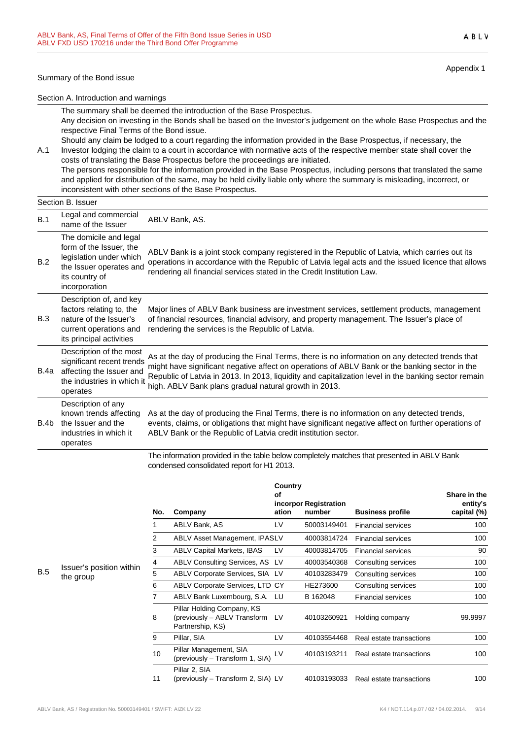Appendix 1

Summary of the Bond issue

Section A. Introduction and warnings

| | |
|---|---|
| A.1 | The summary shall be deemed the introduction of the Base Prospectus.<br>Any decision on investing in the Bonds shall be based on the Investor's judgement on the whole Base Prospectus and the respective Final Terms of the Bond issue.<br>Should any claim be lodged to a court regarding the information provided in the Base Prospectus, if necessary, the Investor lodging the claim to a court in accordance with normative acts of the respective member state shall cover the costs of translating the Base Prospectus before the proceedings are initiated.<br>The persons responsible for the information provided in the Base Prospectus, including persons that translated the same and applied for distribution of the same, may be held civilly liable only where the summary is misleading, incorrect, or inconsistent with other sections of the Base Prospectus. |

Section B. Issuer

| | | |
|---|---|---|
| B.1 | Legal and commercial name of the Issuer | ABLV Bank, AS. |
| B.2 | The domicile and legal form of the Issuer, the legislation under which the Issuer operates and its country of incorporation | ABLV Bank is a joint stock company registered in the Republic of Latvia, which carries out its operations in accordance with the Republic of Latvia legal acts and the issued licence that allows rendering all financial services stated in the Credit Institution Law. |
| B.3 | Description of, and key factors relating to, the nature of the Issuer's current operations and its principal activities | Major lines of ABLV Bank business are investment services, settlement products, management of financial resources, financial advisory, and property management. The Issuer's place of rendering the services is the Republic of Latvia. |
| B.4a | Description of the most significant recent trends affecting the Issuer and the industries in which it operates | As at the day of producing the Final Terms, there is no information on any detected trends that might have significant negative affect on operations of ABLV Bank or the banking sector in the Republic of Latvia in 2013. In 2013, liquidity and capitalization level in the banking sector remain high. ABLV Bank plans gradual natural growth in 2013. |
| B.4b | Description of any known trends affecting the Issuer and the industries in which it operates | As at the day of producing the Final Terms, there is no information on any detected trends, events, claims, or obligations that might have significant negative affect on further operations of ABLV Bank or the Republic of Latvia credit institution sector. |
| B.5 | Issuer's position within the group | The information provided in the table below completely matches that presented in ABLV Bank condensed consolidated report for H1 2013. |

| No. | Company | Country of incorporation | Registration number | Business profile | Share in the entity's capital (%) |
|---|---|---|---|---|---|
| 1 | ABLV Bank, AS | LV | 50003149401 | Financial services | 100 |
| 2 | ABLV Asset Management, IPAS | LV | 40003814724 | Financial services | 100 |
| 3 | ABLV Capital Markets, IBAS | LV | 40003814705 | Financial services | 90 |
| 4 | ABLV Consulting Services, AS | LV | 40003540368 | Consulting services | 100 |
| 5 | ABLV Corporate Services, SIA | LV | 40103283479 | Consulting services | 100 |
| 6 | ABLV Corporate Services, LTD | CY | HE273600 | Consulting services | 100 |
| 7 | ABLV Bank Luxembourg, S.A. | LU | B 162048 | Financial services | 100 |
| 8 | Pillar Holding Company, KS (previously – ABLV Transform Partnership, KS) | LV | 40103260921 | Holding company | 99.9997 |
| 9 | Pillar, SIA | LV | 40103554468 | Real estate transactions | 100 |
| 10 | Pillar Management, SIA (previously – Transform 1, SIA) | LV | 40103193211 | Real estate transactions | 100 |
| 11 | Pillar 2, SIA (previously – Transform 2, SIA) | LV | 40103193033 | Real estate transactions | 100 |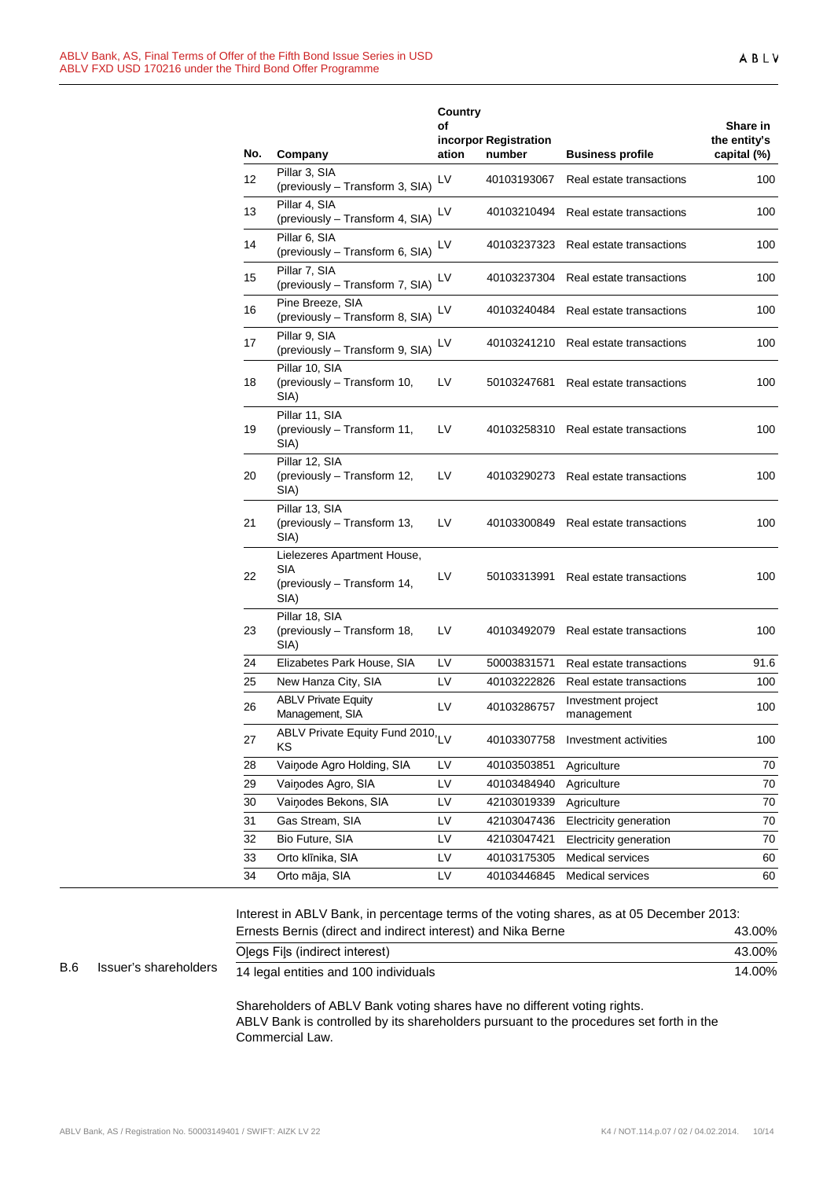| No. | Company | Country of incorporation | Registration number | Business profile | Share in the entity's capital (%) |
|---|---|---|---|---|---|
| 12 | Pillar 3, SIA (previously – Transform 3, SIA) | LV | 40103193067 | Real estate transactions | 100 |
| 13 | Pillar 4, SIA (previously – Transform 4, SIA) | LV | 40103210494 | Real estate transactions | 100 |
| 14 | Pillar 6, SIA (previously – Transform 6, SIA) | LV | 40103237323 | Real estate transactions | 100 |
| 15 | Pillar 7, SIA (previously – Transform 7, SIA) | LV | 40103237304 | Real estate transactions | 100 |
| 16 | Pine Breeze, SIA (previously – Transform 8, SIA) | LV | 40103240484 | Real estate transactions | 100 |
| 17 | Pillar 9, SIA (previously – Transform 9, SIA) | LV | 40103241210 | Real estate transactions | 100 |
| 18 | Pillar 10, SIA (previously – Transform 10, SIA) | LV | 50103247681 | Real estate transactions | 100 |
| 19 | Pillar 11, SIA (previously – Transform 11, SIA) | LV | 40103258310 | Real estate transactions | 100 |
| 20 | Pillar 12, SIA (previously – Transform 12, SIA) | LV | 40103290273 | Real estate transactions | 100 |
| 21 | Pillar 13, SIA (previously – Transform 13, SIA) | LV | 40103300849 | Real estate transactions | 100 |
| 22 | Lielezeres Apartment House, SIA (previously – Transform 14, SIA) | LV | 50103313991 | Real estate transactions | 100 |
| 23 | Pillar 18, SIA (previously – Transform 18, SIA) | LV | 40103492079 | Real estate transactions | 100 |
| 24 | Elizabetes Park House, SIA | LV | 50003831571 | Real estate transactions | 91.6 |
| 25 | New Hanza City, SIA | LV | 40103222826 | Real estate transactions | 100 |
| 26 | ABLV Private Equity Management, SIA | LV | 40103286757 | Investment project management | 100 |
| 27 | ABLV Private Equity Fund 2010, KS | LV | 40103307758 | Investment activities | 100 |
| 28 | Vaiņode Agro Holding, SIA | LV | 40103503851 | Agriculture | 70 |
| 29 | Vaiņodes Agro, SIA | LV | 40103484940 | Agriculture | 70 |
| 30 | Vaiņodes Bekons, SIA | LV | 42103019339 | Agriculture | 70 |
| 31 | Gas Stream, SIA | LV | 42103047436 | Electricity generation | 70 |
| 32 | Bio Future, SIA | LV | 42103047421 | Electricity generation | 70 |
| 33 | Orto klīnika, SIA | LV | 40103175305 | Medical services | 60 |
| 34 | Orto māja, SIA | LV | 40103446845 | Medical services | 60 |

**B.6 Issuer's shareholders**

Interest in ABLV Bank, in percentage terms of the voting shares, as at 05 December 2013:

| | |
|---|---|
| Ernests Bernis (direct and indirect interest) and Nika Berne | 43.00% |
| Oļegs Fiļs (indirect interest) | 43.00% |
| 14 legal entities and 100 individuals | 14.00% |

Shareholders of ABLV Bank voting shares have no different voting rights.
ABLV Bank is controlled by its shareholders pursuant to the procedures set forth in the Commercial Law.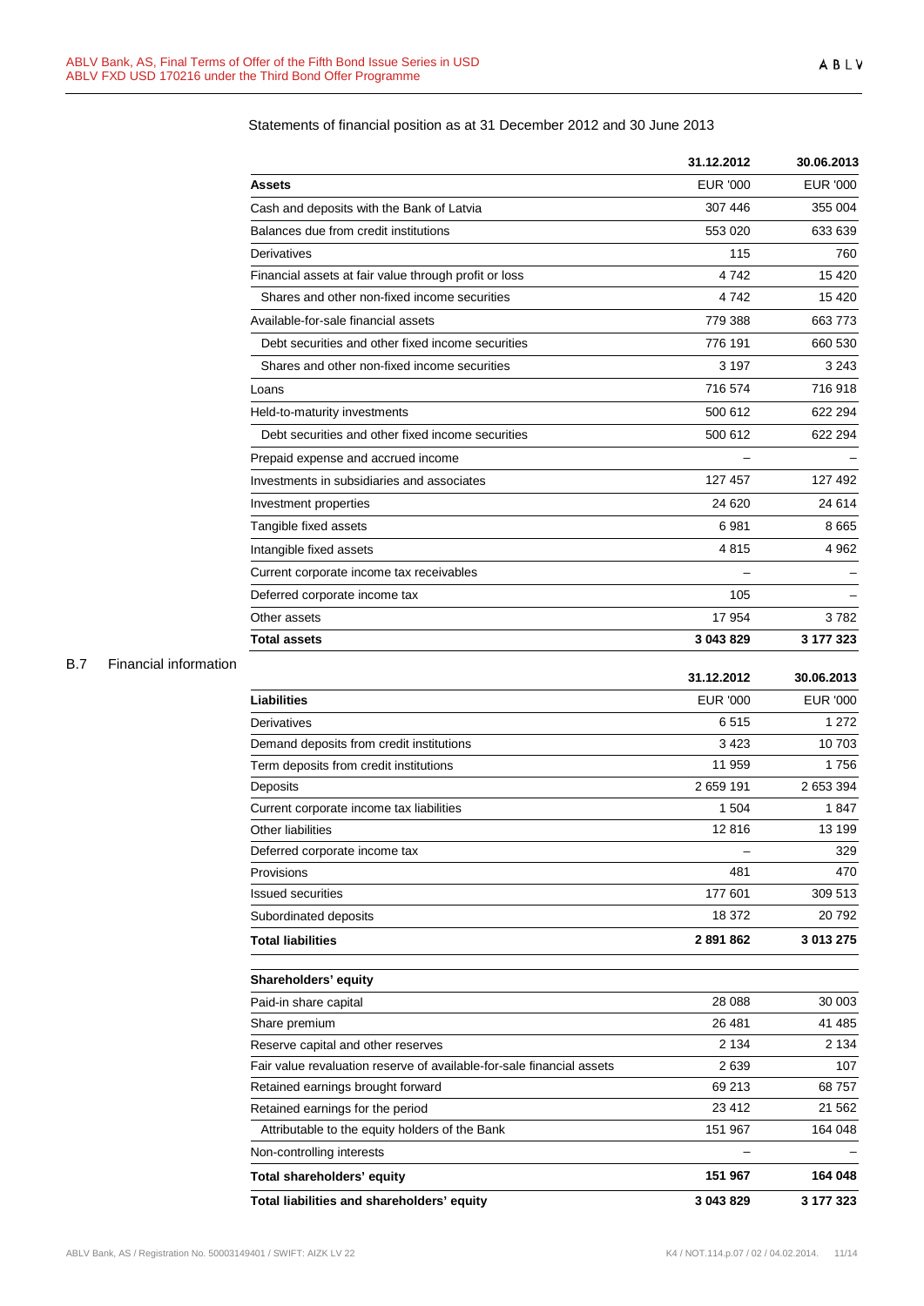B.7 Financial information

Statements of financial position as at 31 December 2012 and 30 June 2013

| | 31.12.2012 | 30.06.2013 |
|---|---|---|
| **Assets** | EUR '000 | EUR '000 |
| Cash and deposits with the Bank of Latvia | 307 446 | 355 004 |
| Balances due from credit institutions | 553 020 | 633 639 |
| Derivatives | 115 | 760 |
| Financial assets at fair value through profit or loss | 4 742 | 15 420 |
| Shares and other non-fixed income securities | 4 742 | 15 420 |
| Available-for-sale financial assets | 779 388 | 663 773 |
| Debt securities and other fixed income securities | 776 191 | 660 530 |
| Shares and other non-fixed income securities | 3 197 | 3 243 |
| Loans | 716 574 | 716 918 |
| Held-to-maturity investments | 500 612 | 622 294 |
| Debt securities and other fixed income securities | 500 612 | 622 294 |
| Prepaid expense and accrued income | – | – |
| Investments in subsidiaries and associates | 127 457 | 127 492 |
| Investment properties | 24 620 | 24 614 |
| Tangible fixed assets | 6 981 | 8 665 |
| Intangible fixed assets | 4 815 | 4 962 |
| Current corporate income tax receivables | – | – |
| Deferred corporate income tax | 105 | – |
| Other assets | 17 954 | 3 782 |
| **Total assets** | **3 043 829** | **3 177 323** |

| | 31.12.2012 | 30.06.2013 |
|---|---|---|
| **Liabilities** | EUR '000 | EUR '000 |
| Derivatives | 6 515 | 1 272 |
| Demand deposits from credit institutions | 3 423 | 10 703 |
| Term deposits from credit institutions | 11 959 | 1 756 |
| Deposits | 2 659 191 | 2 653 394 |
| Current corporate income tax liabilities | 1 504 | 1 847 |
| Other liabilities | 12 816 | 13 199 |
| Deferred corporate income tax | – | 329 |
| Provisions | 481 | 470 |
| Issued securities | 177 601 | 309 513 |
| Subordinated deposits | 18 372 | 20 792 |
| **Total liabilities** | **2 891 862** | **3 013 275** |
| **Shareholders' equity** | | |
| Paid-in share capital | 28 088 | 30 003 |
| Share premium | 26 481 | 41 485 |
| Reserve capital and other reserves | 2 134 | 2 134 |
| Fair value revaluation reserve of available-for-sale financial assets | 2 639 | 107 |
| Retained earnings brought forward | 69 213 | 68 757 |
| Retained earnings for the period | 23 412 | 21 562 |
| Attributable to the equity holders of the Bank | 151 967 | 164 048 |
| Non-controlling interests | – | – |
| **Total shareholders' equity** | **151 967** | **164 048** |
| **Total liabilities and shareholders' equity** | **3 043 829** | **3 177 323** |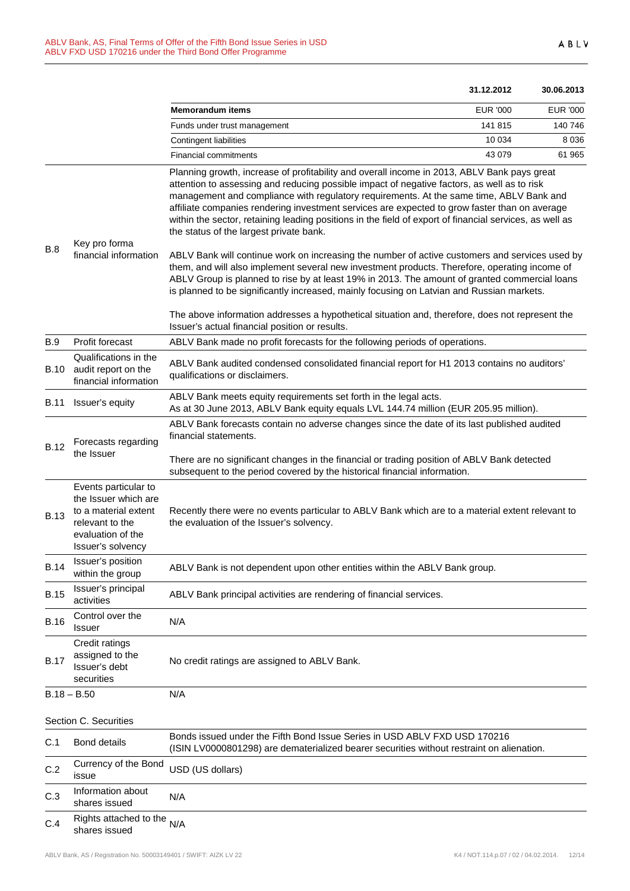| | 31.12.2012 | 30.06.2013 |
|---|---|---|
| **Memorandum items** | EUR '000 | EUR '000 |
| Funds under trust management | 141 815 | 140 746 |
| Contingent liabilities | 10 034 | 8 036 |
| Financial commitments | 43 079 | 61 965 |

| | | |
|---|---|---|
| B.8 | Key pro forma financial information | Planning growth, increase of profitability and overall income in 2013, ABLV Bank pays great attention to assessing and reducing possible impact of negative factors, as well as to risk management and compliance with regulatory requirements. At the same time, ABLV Bank and affiliate companies rendering investment services are expected to grow faster than on average within the sector, retaining leading positions in the field of export of financial services, as well as the status of the largest private bank.<br><br>ABLV Bank will continue work on increasing the number of active customers and services used by them, and will also implement several new investment products. Therefore, operating income of ABLV Group is planned to rise by at least 19% in 2013. The amount of granted commercial loans is planned to be significantly increased, mainly focusing on Latvian and Russian markets.<br><br>The above information addresses a hypothetical situation and, therefore, does not represent the Issuer's actual financial position or results. |
| B.9 | Profit forecast | ABLV Bank made no profit forecasts for the following periods of operations. |
| B.10 | Qualifications in the audit report on the financial information | ABLV Bank audited condensed consolidated financial report for H1 2013 contains no auditors' qualifications or disclaimers. |
| B.11 | Issuer's equity | ABLV Bank meets equity requirements set forth in the legal acts.<br>As at 30 June 2013, ABLV Bank equity equals LVL 144.74 million (EUR 205.95 million). |
| B.12 | Forecasts regarding the Issuer | ABLV Bank forecasts contain no adverse changes since the date of its last published audited financial statements.<br><br>There are no significant changes in the financial or trading position of ABLV Bank detected subsequent to the period covered by the historical financial information. |
| B.13 | Events particular to the Issuer which are to a material extent relevant to the evaluation of the Issuer's solvency | Recently there were no events particular to ABLV Bank which are to a material extent relevant to the evaluation of the Issuer's solvency. |
| B.14 | Issuer's position within the group | ABLV Bank is not dependent upon other entities within the ABLV Bank group. |
| B.15 | Issuer's principal activities | ABLV Bank principal activities are rendering of financial services. |
| B.16 | Control over the Issuer | N/A |
| B.17 | Credit ratings assigned to the Issuer's debt securities | No credit ratings are assigned to ABLV Bank. |
| B.18 – B.50 | | N/A |

Section C. Securities

| | | |
|---|---|---|
| C.1 | Bond details | Bonds issued under the Fifth Bond Issue Series in USD ABLV FXD USD 170216 (ISIN LV0000801298) are dematerialized bearer securities without restraint on alienation. |
| C.2 | Currency of the Bond issue | USD (US dollars) |
| C.3 | Information about shares issued | N/A |
| C.4 | Rights attached to the shares issued | N/A |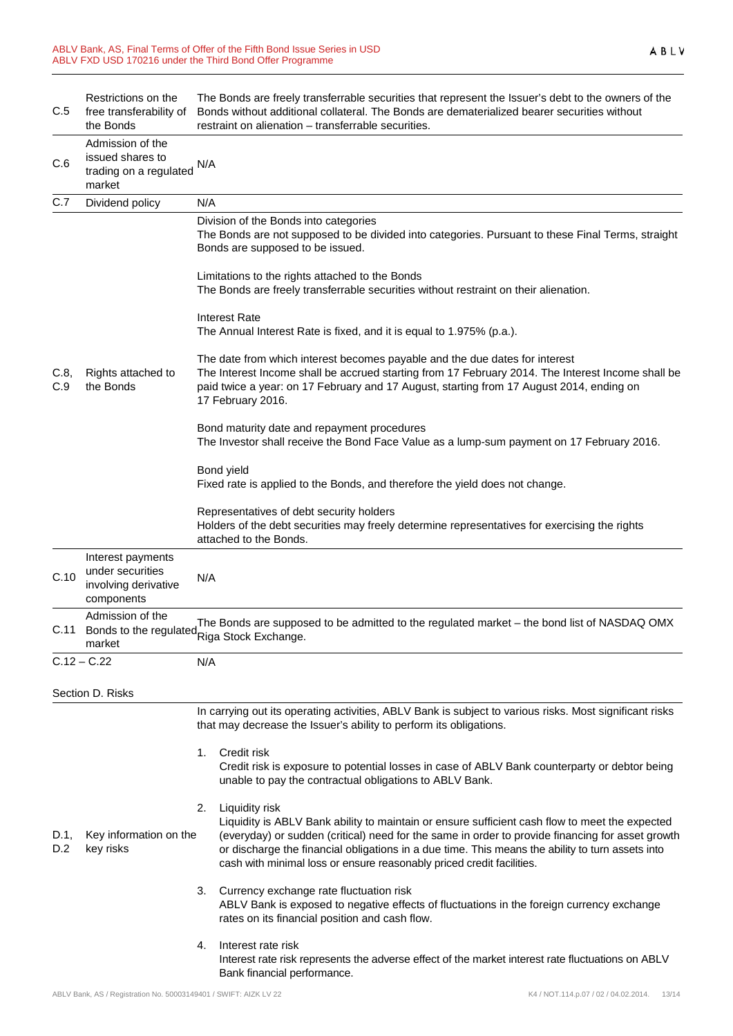| | | |
|---|---|---|
| C.5 | Restrictions on the free transferability of the Bonds | The Bonds are freely transferrable securities that represent the Issuer's debt to the owners of the Bonds without additional collateral. The Bonds are dematerialized bearer securities without restraint on alienation – transferrable securities. |
| C.6 | Admission of the issued shares to trading on a regulated market | N/A |
| C.7 | Dividend policy | N/A |
| C.8, C.9 | Rights attached to the Bonds | Division of the Bonds into categories<br>The Bonds are not supposed to be divided into categories. Pursuant to these Final Terms, straight Bonds are supposed to be issued.<br><br>Limitations to the rights attached to the Bonds<br>The Bonds are freely transferrable securities without restraint on their alienation.<br><br>Interest Rate<br>The Annual Interest Rate is fixed, and it is equal to 1.975% (p.a.).<br><br>The date from which interest becomes payable and the due dates for interest<br>The Interest Income shall be accrued starting from 17 February 2014. The Interest Income shall be paid twice a year: on 17 February and 17 August, starting from 17 August 2014, ending on 17 February 2016.<br><br>Bond maturity date and repayment procedures<br>The Investor shall receive the Bond Face Value as a lump-sum payment on 17 February 2016.<br><br>Bond yield<br>Fixed rate is applied to the Bonds, and therefore the yield does not change.<br><br>Representatives of debt security holders<br>Holders of the debt securities may freely determine representatives for exercising the rights attached to the Bonds. |
| C.10 | Interest payments under securities involving derivative components | N/A |
| C.11 | Admission of the Bonds to the regulated market | The Bonds are supposed to be admitted to the regulated market – the bond list of NASDAQ OMX Riga Stock Exchange. |
| C.12 – C.22 | | N/A |

Section D. Risks

| | | |
|---|---|---|
| D.1, D.2 | Key information on the key risks | In carrying out its operating activities, ABLV Bank is subject to various risks. Most significant risks that may decrease the Issuer's ability to perform its obligations.<br><br>1. Credit risk<br>Credit risk is exposure to potential losses in case of ABLV Bank counterparty or debtor being unable to pay the contractual obligations to ABLV Bank.<br><br>2. Liquidity risk<br>Liquidity is ABLV Bank ability to maintain or ensure sufficient cash flow to meet the expected (everyday) or sudden (critical) need for the same in order to provide financing for asset growth or discharge the financial obligations in a due time. This means the ability to turn assets into cash with minimal loss or ensure reasonably priced credit facilities.<br><br>3. Currency exchange rate fluctuation risk<br>ABLV Bank is exposed to negative effects of fluctuations in the foreign currency exchange rates on its financial position and cash flow.<br><br>4. Interest rate risk<br>Interest rate risk represents the adverse effect of the market interest rate fluctuations on ABLV Bank financial performance. |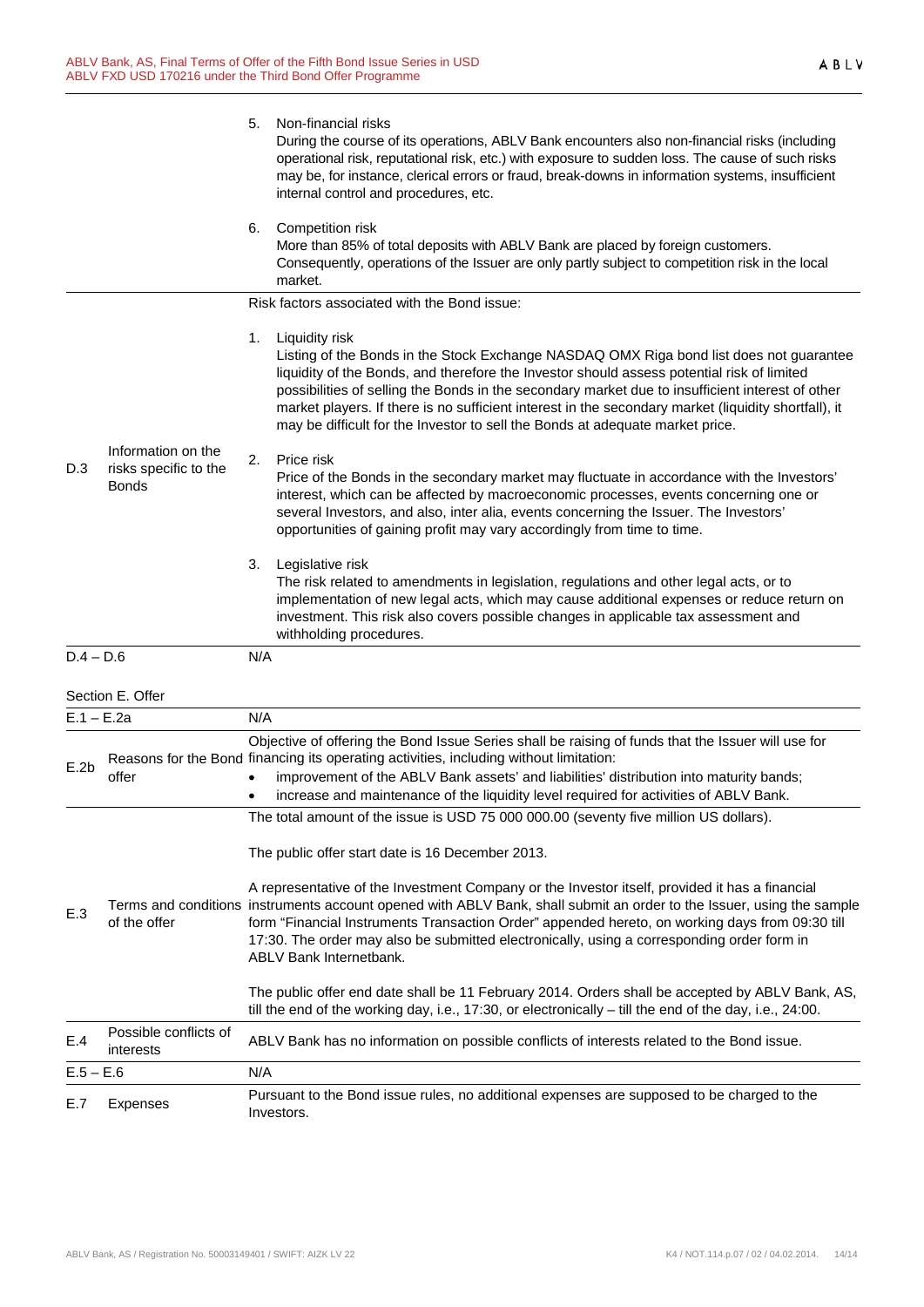| | | |
|---|---|---|
| | | 5. Non-financial risks<br>During the course of its operations, ABLV Bank encounters also non-financial risks (including operational risk, reputational risk, etc.) with exposure to sudden loss. The cause of such risks may be, for instance, clerical errors or fraud, break-downs in information systems, insufficient internal control and procedures, etc.<br><br>6. Competition risk<br>More than 85% of total deposits with ABLV Bank are placed by foreign customers. Consequently, operations of the Issuer are only partly subject to competition risk in the local market. |
| D.3 | Information on the risks specific to the Bonds | Risk factors associated with the Bond issue:<br><br>1. Liquidity risk<br>Listing of the Bonds in the Stock Exchange NASDAQ OMX Riga bond list does not guarantee liquidity of the Bonds, and therefore the Investor should assess potential risk of limited possibilities of selling the Bonds in the secondary market due to insufficient interest of other market players. If there is no sufficient interest in the secondary market (liquidity shortfall), it may be difficult for the Investor to sell the Bonds at adequate market price.<br><br>2. Price risk<br>Price of the Bonds in the secondary market may fluctuate in accordance with the Investors' interest, which can be affected by macroeconomic processes, events concerning one or several Investors, and also, inter alia, events concerning the Issuer. The Investors' opportunities of gaining profit may vary accordingly from time to time.<br><br>3. Legislative risk<br>The risk related to amendments in legislation, regulations and other legal acts, or to implementation of new legal acts, which may cause additional expenses or reduce return on investment. This risk also covers possible changes in applicable tax assessment and withholding procedures. |
| D.4 – D.6 | | N/A |

Section E. Offer

| | | |
|---|---|---|
| E.1 – E.2a | | N/A |
| E.2b | Reasons for the Bond offer | Objective of offering the Bond Issue Series shall be raising of funds that the Issuer will use for financing its operating activities, including without limitation:<br>• improvement of the ABLV Bank assets' and liabilities' distribution into maturity bands;<br>• increase and maintenance of the liquidity level required for activities of ABLV Bank. |
| E.3 | Terms and conditions of the offer | The total amount of the issue is USD 75 000 000.00 (seventy five million US dollars).<br><br>The public offer start date is 16 December 2013.<br><br>A representative of the Investment Company or the Investor itself, provided it has a financial instruments account opened with ABLV Bank, shall submit an order to the Issuer, using the sample form "Financial Instruments Transaction Order" appended hereto, on working days from 09:30 till 17:30. The order may also be submitted electronically, using a corresponding order form in ABLV Bank Internetbank.<br><br>The public offer end date shall be 11 February 2014. Orders shall be accepted by ABLV Bank, AS, till the end of the working day, i.e., 17:30, or electronically – till the end of the day, i.e., 24:00. |
| E.4 | Possible conflicts of interests | ABLV Bank has no information on possible conflicts of interests related to the Bond issue. |
| E.5 – E.6 | | N/A |
| E.7 | Expenses | Pursuant to the Bond issue rules, no additional expenses are supposed to be charged to the Investors. |